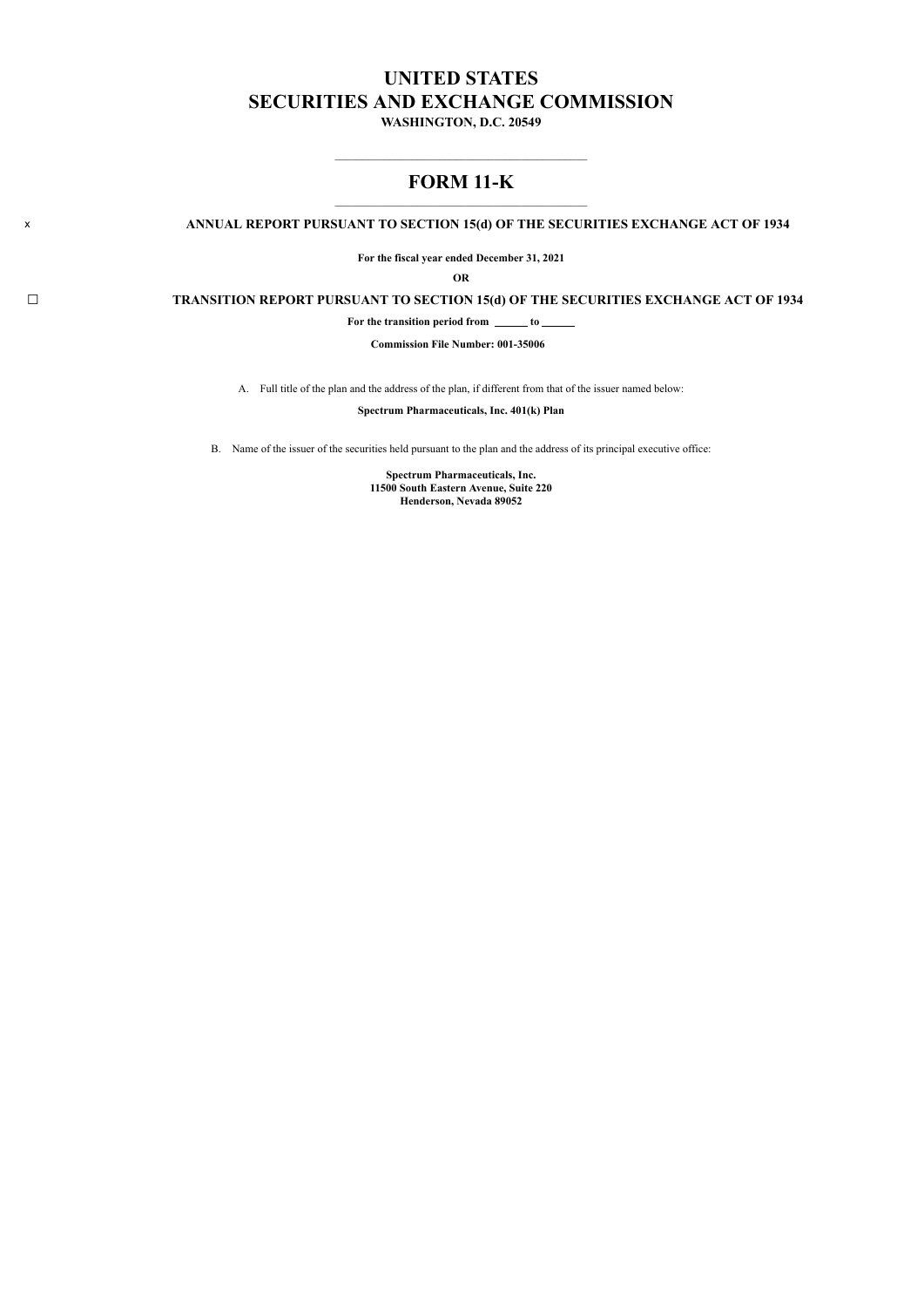# UNITED STATES
# SECURITIES AND EXCHANGE COMMISSION

**WASHINGTON, D.C. 20549**

---

## FORM 11-K

---

x **ANNUAL REPORT PURSUANT TO SECTION 15(d) OF THE SECURITIES EXCHANGE ACT OF 1934**

**For the fiscal year ended December 31, 2021**

**OR**

☐ **TRANSITION REPORT PURSUANT TO SECTION 15(d) OF THE SECURITIES EXCHANGE ACT OF 1934**

**For the transition period from \_\_\_\_\_\_ to \_\_\_\_\_\_**

**Commission File Number: 001-35006**

A. Full title of the plan and the address of the plan, if different from that of the issuer named below:

**Spectrum Pharmaceuticals, Inc. 401(k) Plan**

B. Name of the issuer of the securities held pursuant to the plan and the address of its principal executive office:

**Spectrum Pharmaceuticals, Inc.**
**11500 South Eastern Avenue, Suite 220**
**Henderson, Nevada 89052**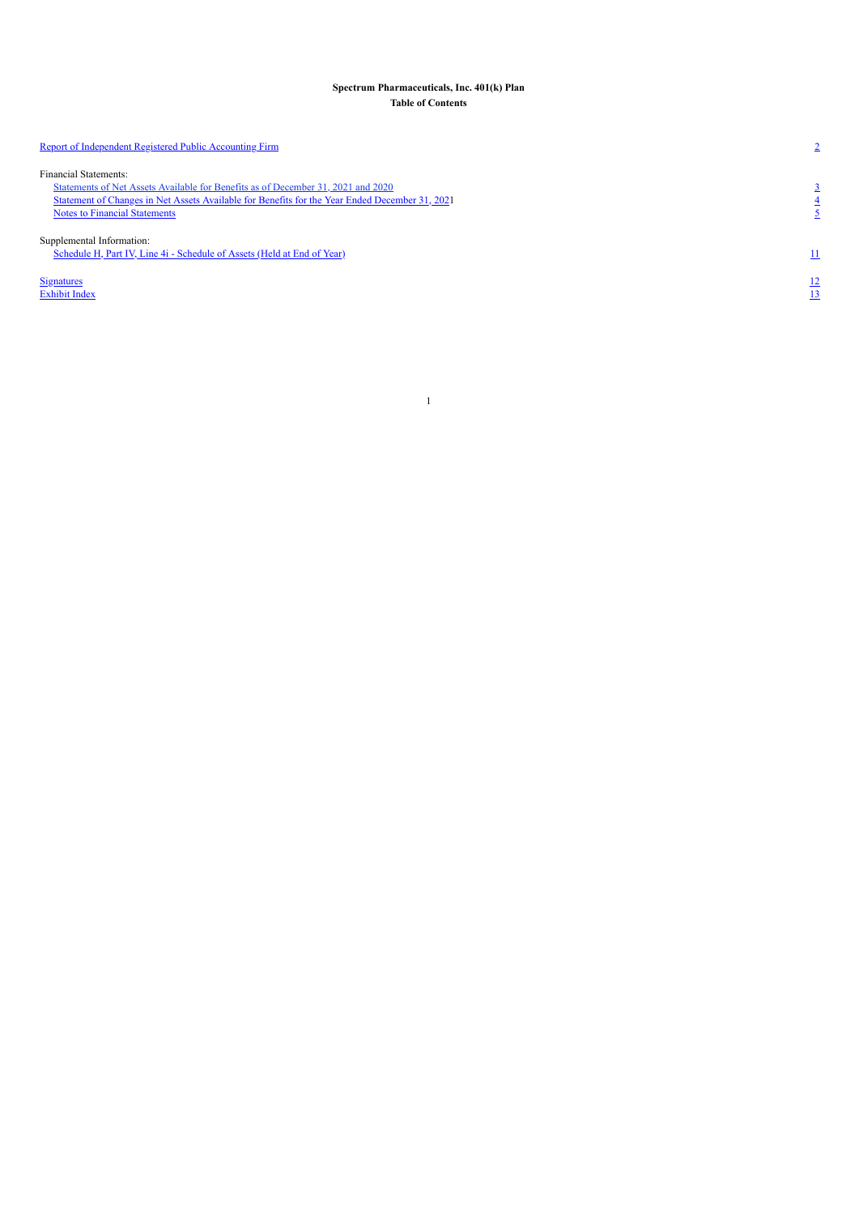**Spectrum Pharmaceuticals, Inc. 401(k) Plan**
**Table of Contents**

| | |
|---|---|
| Report of Independent Registered Public Accounting Firm | 2 |
| | |
| Financial Statements: | |
| Statements of Net Assets Available for Benefits as of December 31, 2021 and 2020 | 3 |
| Statement of Changes in Net Assets Available for Benefits for the Year Ended December 31, 2021 | 4 |
| Notes to Financial Statements | 5 |
| | |
| Supplemental Information: | |
| Schedule H, Part IV, Line 4i - Schedule of Assets (Held at End of Year) | 11 |
| | |
| Signatures | 12 |
| Exhibit Index | 13 |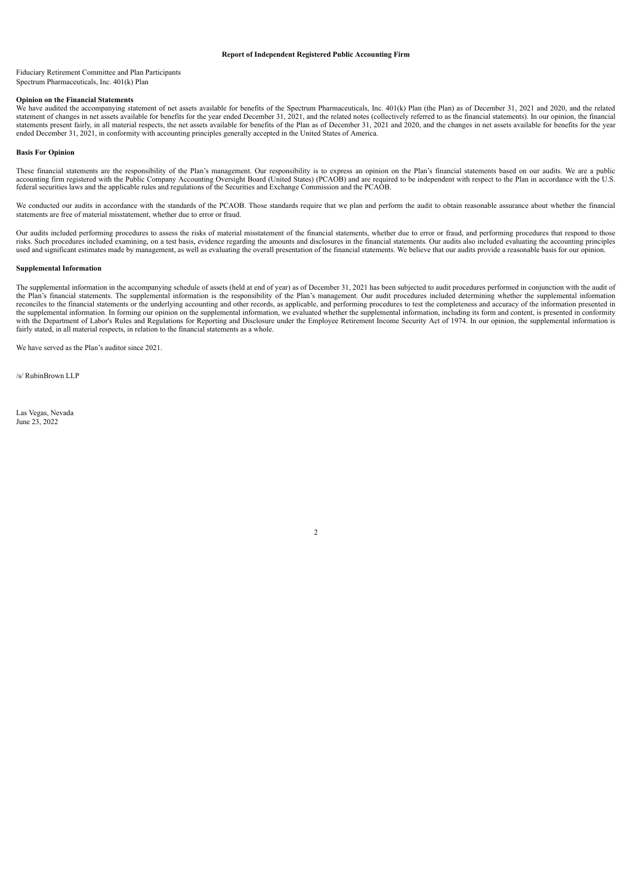# Report of Independent Registered Public Accounting Firm

Fiduciary Retirement Committee and Plan Participants
Spectrum Pharmaceuticals, Inc. 401(k) Plan

**Opinion on the Financial Statements**

We have audited the accompanying statement of net assets available for benefits of the Spectrum Pharmaceuticals, Inc. 401(k) Plan (the Plan) as of December 31, 2021 and 2020, and the related statement of changes in net assets available for benefits for the year ended December 31, 2021, and the related notes (collectively referred to as the financial statements). In our opinion, the financial statements present fairly, in all material respects, the net assets available for benefits of the Plan as of December 31, 2021 and 2020, and the changes in net assets available for benefits for the year ended December 31, 2021, in conformity with accounting principles generally accepted in the United States of America.

**Basis For Opinion**

These financial statements are the responsibility of the Plan's management. Our responsibility is to express an opinion on the Plan's financial statements based on our audits. We are a public accounting firm registered with the Public Company Accounting Oversight Board (United States) (PCAOB) and are required to be independent with respect to the Plan in accordance with the U.S. federal securities laws and the applicable rules and regulations of the Securities and Exchange Commission and the PCAOB.

We conducted our audits in accordance with the standards of the PCAOB. Those standards require that we plan and perform the audit to obtain reasonable assurance about whether the financial statements are free of material misstatement, whether due to error or fraud.

Our audits included performing procedures to assess the risks of material misstatement of the financial statements, whether due to error or fraud, and performing procedures that respond to those risks. Such procedures included examining, on a test basis, evidence regarding the amounts and disclosures in the financial statements. Our audits also included evaluating the accounting principles used and significant estimates made by management, as well as evaluating the overall presentation of the financial statements. We believe that our audits provide a reasonable basis for our opinion.

**Supplemental Information**

The supplemental information in the accompanying schedule of assets (held at end of year) as of December 31, 2021 has been subjected to audit procedures performed in conjunction with the audit of the Plan's financial statements. The supplemental information is the responsibility of the Plan's management. Our audit procedures included determining whether the supplemental information reconciles to the financial statements or the underlying accounting and other records, as applicable, and performing procedures to test the completeness and accuracy of the information presented in the supplemental information. In forming our opinion on the supplemental information, we evaluated whether the supplemental information, including its form and content, is presented in conformity with the Department of Labor's Rules and Regulations for Reporting and Disclosure under the Employee Retirement Income Security Act of 1974. In our opinion, the supplemental information is fairly stated, in all material respects, in relation to the financial statements as a whole.

We have served as the Plan's auditor since 2021.

/s/ RubinBrown LLP

Las Vegas, Nevada
June 23, 2022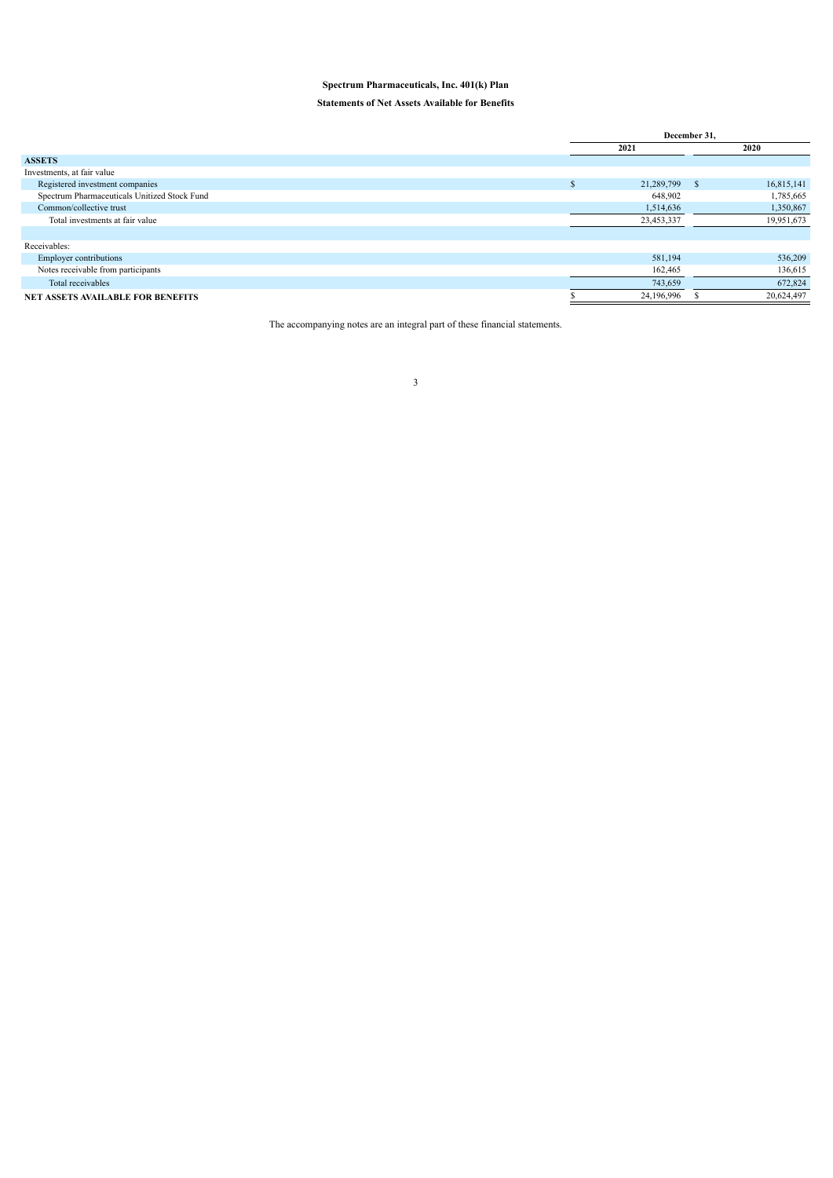**Spectrum Pharmaceuticals, Inc. 401(k) Plan**

**Statements of Net Assets Available for Benefits**

| | December 31, | |
|---|---|---|
| | 2021 | 2020 |
| **ASSETS** | | |
| Investments, at fair value | | |
| Registered investment companies | $ 21,289,799 | $ 16,815,141 |
| Spectrum Pharmaceuticals Unitized Stock Fund | 648,902 | 1,785,665 |
| Common/collective trust | 1,514,636 | 1,350,867 |
| Total investments at fair value | 23,453,337 | 19,951,673 |
| | | |
| Receivables: | | |
| Employer contributions | 581,194 | 536,209 |
| Notes receivable from participants | 162,465 | 136,615 |
| Total receivables | 743,659 | 672,824 |
| **NET ASSETS AVAILABLE FOR BENEFITS** | $ 24,196,996 | $ 20,624,497 |

The accompanying notes are an integral part of these financial statements.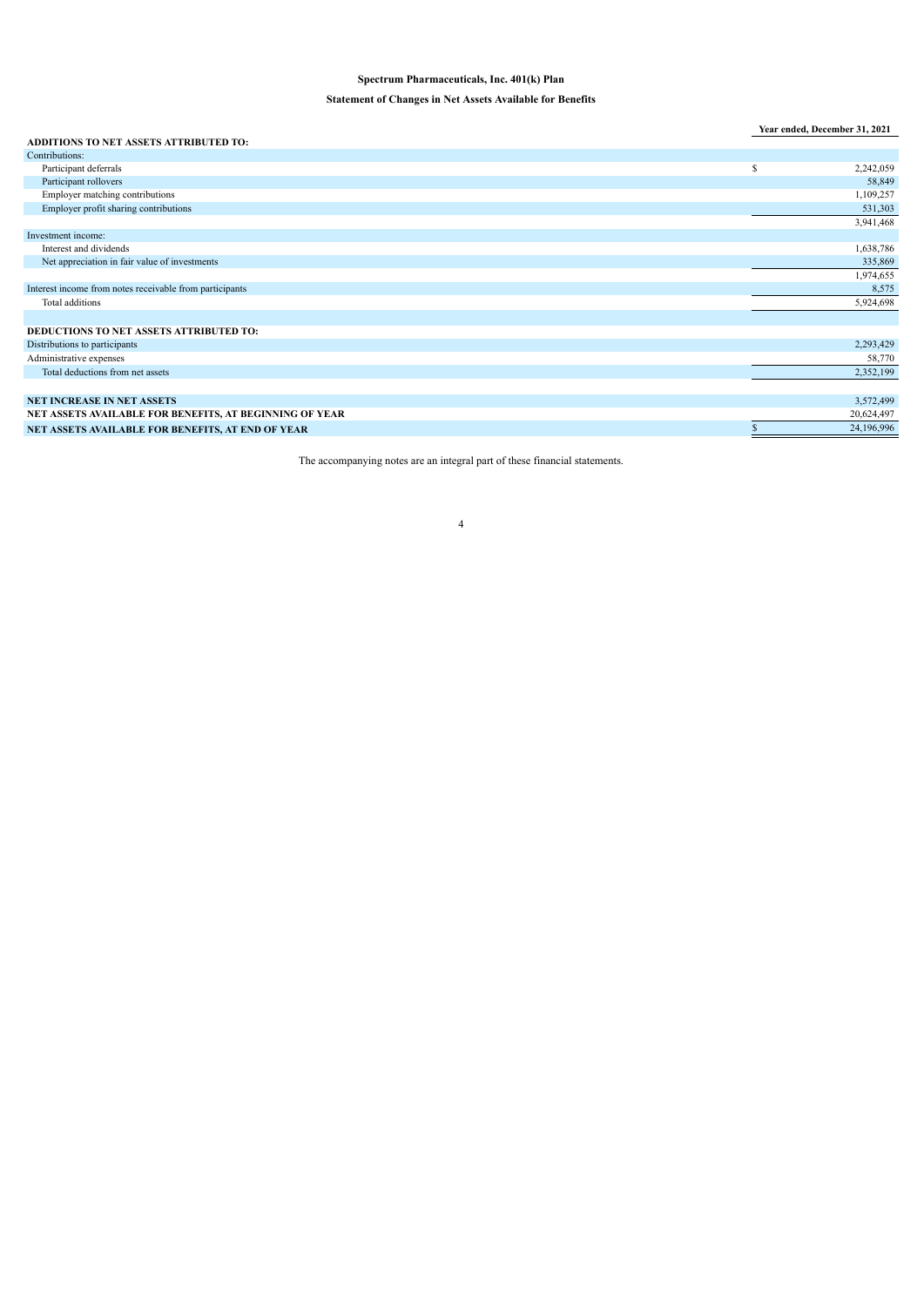**Spectrum Pharmaceuticals, Inc. 401(k) Plan**

**Statement of Changes in Net Assets Available for Benefits**

| | Year ended, December 31, 2021 |
|---|---|
| **ADDITIONS TO NET ASSETS ATTRIBUTED TO:** | |
| Contributions: | |
| Participant deferrals | $ 2,242,059 |
| Participant rollovers | 58,849 |
| Employer matching contributions | 1,109,257 |
| Employer profit sharing contributions | 531,303 |
| | 3,941,468 |
| Investment income: | |
| Interest and dividends | 1,638,786 |
| Net appreciation in fair value of investments | 335,869 |
| | 1,974,655 |
| Interest income from notes receivable from participants | 8,575 |
| Total additions | 5,924,698 |
| | |
| **DEDUCTIONS TO NET ASSETS ATTRIBUTED TO:** | |
| Distributions to participants | 2,293,429 |
| Administrative expenses | 58,770 |
| Total deductions from net assets | 2,352,199 |
| | |
| **NET INCREASE IN NET ASSETS** | 3,572,499 |
| **NET ASSETS AVAILABLE FOR BENEFITS, AT BEGINNING OF YEAR** | 20,624,497 |
| **NET ASSETS AVAILABLE FOR BENEFITS, AT END OF YEAR** | $ 24,196,996 |

The accompanying notes are an integral part of these financial statements.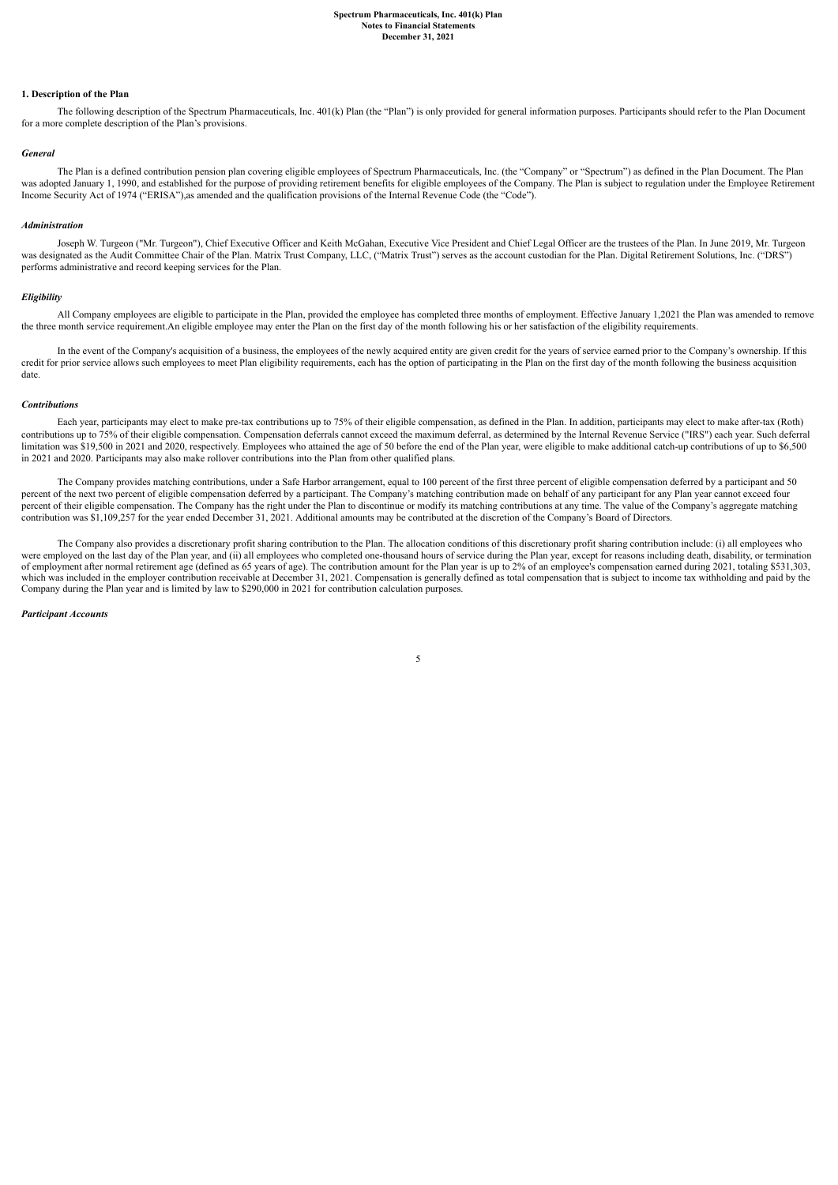## 1. Description of the Plan

The following description of the Spectrum Pharmaceuticals, Inc. 401(k) Plan (the "Plan") is only provided for general information purposes. Participants should refer to the Plan Document for a more complete description of the Plan's provisions.

### *General*

The Plan is a defined contribution pension plan covering eligible employees of Spectrum Pharmaceuticals, Inc. (the "Company" or "Spectrum") as defined in the Plan Document. The Plan was adopted January 1, 1990, and established for the purpose of providing retirement benefits for eligible employees of the Company. The Plan is subject to regulation under the Employee Retirement Income Security Act of 1974 ("ERISA"),as amended and the qualification provisions of the Internal Revenue Code (the "Code").

### *Administration*

Joseph W. Turgeon ("Mr. Turgeon"), Chief Executive Officer and Keith McGahan, Executive Vice President and Chief Legal Officer are the trustees of the Plan. In June 2019, Mr. Turgeon was designated as the Audit Committee Chair of the Plan. Matrix Trust Company, LLC, ("Matrix Trust") serves as the account custodian for the Plan. Digital Retirement Solutions, Inc. ("DRS") performs administrative and record keeping services for the Plan.

### *Eligibility*

All Company employees are eligible to participate in the Plan, provided the employee has completed three months of employment. Effective January 1,2021 the Plan was amended to remove the three month service requirement.An eligible employee may enter the Plan on the first day of the month following his or her satisfaction of the eligibility requirements.

In the event of the Company's acquisition of a business, the employees of the newly acquired entity are given credit for the years of service earned prior to the Company's ownership. If this credit for prior service allows such employees to meet Plan eligibility requirements, each has the option of participating in the Plan on the first day of the month following the business acquisition date.

### *Contributions*

Each year, participants may elect to make pre-tax contributions up to 75% of their eligible compensation, as defined in the Plan. In addition, participants may elect to make after-tax (Roth) contributions up to 75% of their eligible compensation. Compensation deferrals cannot exceed the maximum deferral, as determined by the Internal Revenue Service ("IRS") each year. Such deferral limitation was $19,500 in 2021 and 2020, respectively. Employees who attained the age of 50 before the end of the Plan year, were eligible to make additional catch-up contributions of up to $6,500 in 2021 and 2020. Participants may also make rollover contributions into the Plan from other qualified plans.

The Company provides matching contributions, under a Safe Harbor arrangement, equal to 100 percent of the first three percent of eligible compensation deferred by a participant and 50 percent of the next two percent of eligible compensation deferred by a participant. The Company's matching contribution made on behalf of any participant for any Plan year cannot exceed four percent of their eligible compensation. The Company has the right under the Plan to discontinue or modify its matching contributions at any time. The value of the Company's aggregate matching contribution was $1,109,257 for the year ended December 31, 2021. Additional amounts may be contributed at the discretion of the Company's Board of Directors.

The Company also provides a discretionary profit sharing contribution to the Plan. The allocation conditions of this discretionary profit sharing contribution include: (i) all employees who were employed on the last day of the Plan year, and (ii) all employees who completed one-thousand hours of service during the Plan year, except for reasons including death, disability, or termination of employment after normal retirement age (defined as 65 years of age). The contribution amount for the Plan year is up to 2% of an employee's compensation earned during 2021, totaling $531,303, which was included in the employer contribution receivable at December 31, 2021. Compensation is generally defined as total compensation that is subject to income tax withholding and paid by the Company during the Plan year and is limited by law to $290,000 in 2021 for contribution calculation purposes.

### *Participant Accounts*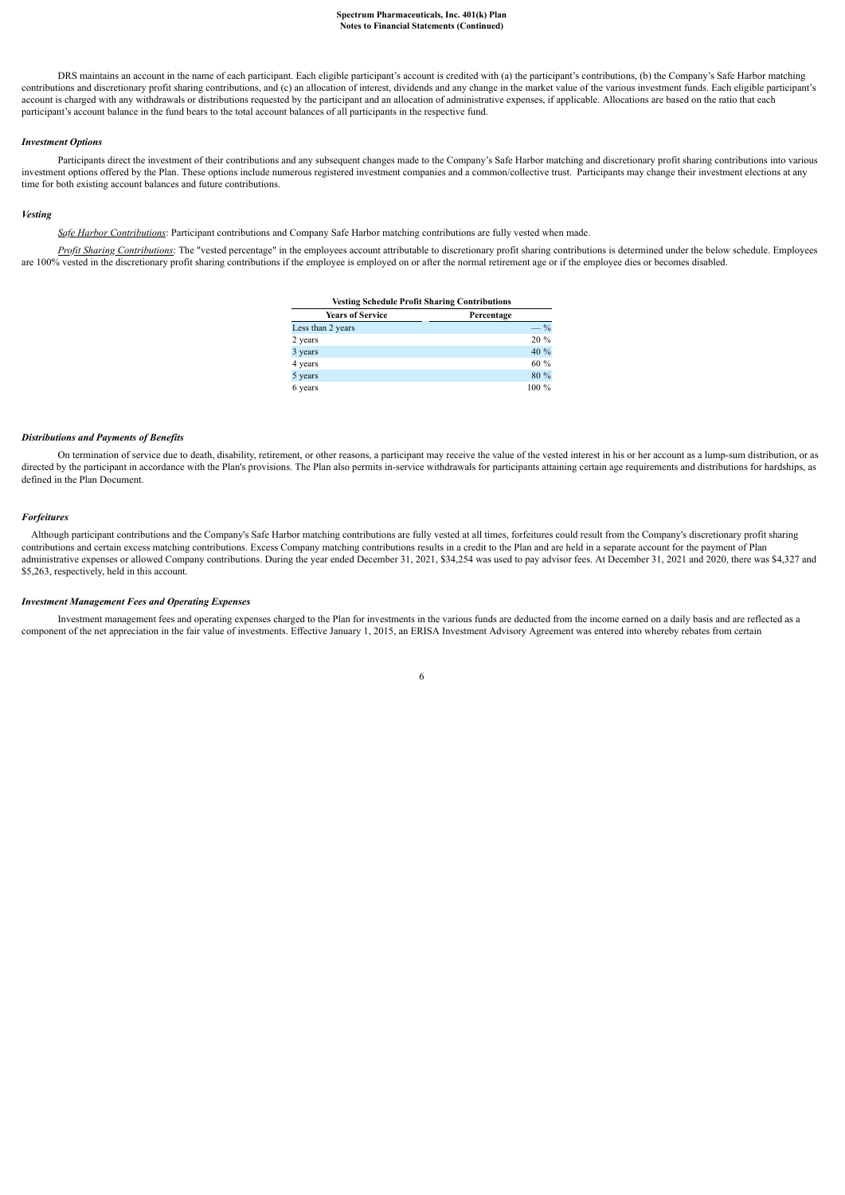DRS maintains an account in the name of each participant. Each eligible participant's account is credited with (a) the participant's contributions, (b) the Company's Safe Harbor matching contributions and discretionary profit sharing contributions, and (c) an allocation of interest, dividends and any change in the market value of the various investment funds. Each eligible participant's account is charged with any withdrawals or distributions requested by the participant and an allocation of administrative expenses, if applicable. Allocations are based on the ratio that each participant's account balance in the fund bears to the total account balances of all participants in the respective fund.

### *Investment Options*

Participants direct the investment of their contributions and any subsequent changes made to the Company's Safe Harbor matching and discretionary profit sharing contributions into various investment options offered by the Plan. These options include numerous registered investment companies and a common/collective trust. Participants may change their investment elections at any time for both existing account balances and future contributions.

### *Vesting*

*Safe Harbor Contributions*: Participant contributions and Company Safe Harbor matching contributions are fully vested when made.

*Profit Sharing Contributions*: The "vested percentage" in the employees account attributable to discretionary profit sharing contributions is determined under the below schedule. Employees are 100% vested in the discretionary profit sharing contributions if the employee is employed on or after the normal retirement age or if the employee dies or becomes disabled.

**Vesting Schedule Profit Sharing Contributions**

| Years of Service | Percentage |
|---|---|
| Less than 2 years | — % |
| 2 years | 20 % |
| 3 years | 40 % |
| 4 years | 60 % |
| 5 years | 80 % |
| 6 years | 100 % |

### *Distributions and Payments of Benefits*

On termination of service due to death, disability, retirement, or other reasons, a participant may receive the value of the vested interest in his or her account as a lump-sum distribution, or as directed by the participant in accordance with the Plan's provisions. The Plan also permits in-service withdrawals for participants attaining certain age requirements and distributions for hardships, as defined in the Plan Document.

### *Forfeitures*

Although participant contributions and the Company's Safe Harbor matching contributions are fully vested at all times, forfeitures could result from the Company's discretionary profit sharing contributions and certain excess matching contributions. Excess Company matching contributions results in a credit to the Plan and are held in a separate account for the payment of Plan administrative expenses or allowed Company contributions. During the year ended December 31, 2021, $34,254 was used to pay advisor fees. At December 31, 2021 and 2020, there was $4,327 and $5,263, respectively, held in this account.

### *Investment Management Fees and Operating Expenses*

Investment management fees and operating expenses charged to the Plan for investments in the various funds are deducted from the income earned on a daily basis and are reflected as a component of the net appreciation in the fair value of investments. Effective January 1, 2015, an ERISA Investment Advisory Agreement was entered into whereby rebates from certain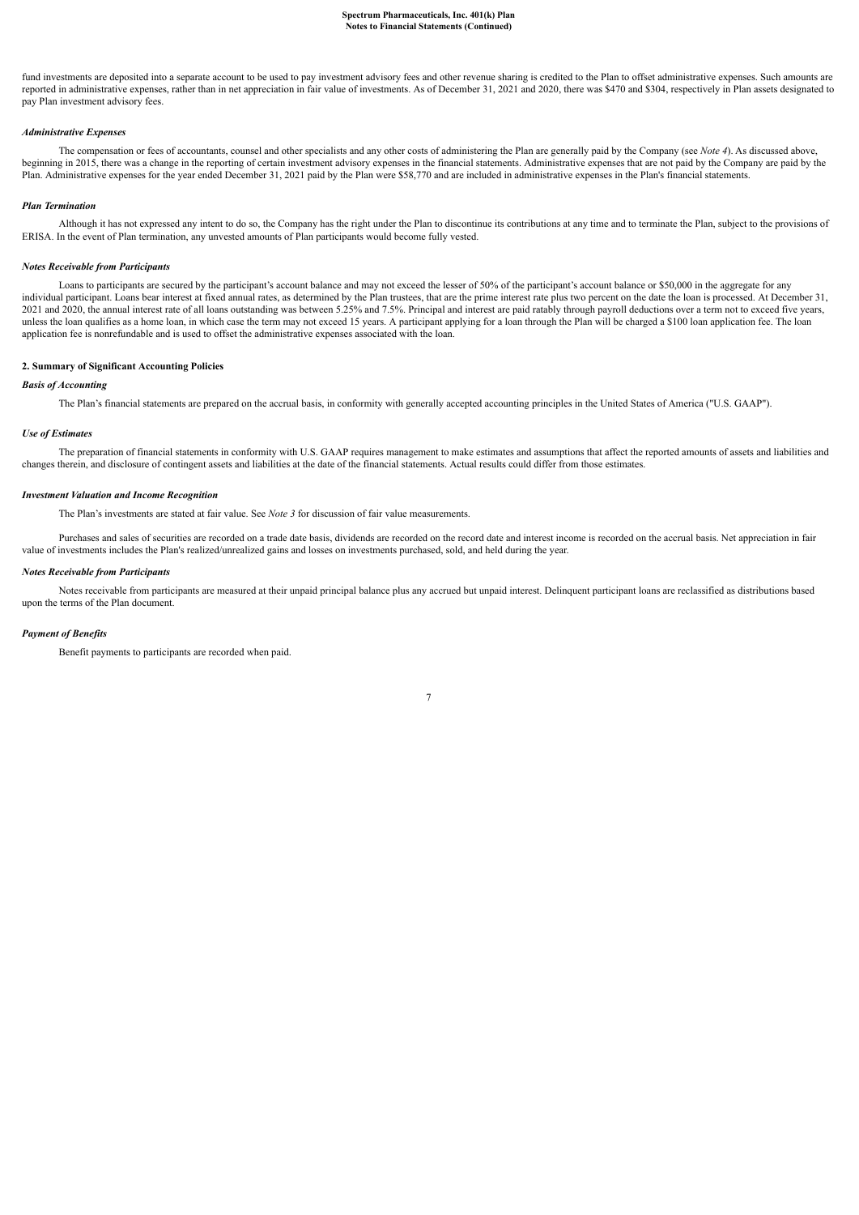fund investments are deposited into a separate account to be used to pay investment advisory fees and other revenue sharing is credited to the Plan to offset administrative expenses. Such amounts are reported in administrative expenses, rather than in net appreciation in fair value of investments. As of December 31, 2021 and 2020, there was $470 and $304, respectively in Plan assets designated to pay Plan investment advisory fees.

### *Administrative Expenses*

The compensation or fees of accountants, counsel and other specialists and any other costs of administering the Plan are generally paid by the Company (see *Note 4*). As discussed above, beginning in 2015, there was a change in the reporting of certain investment advisory expenses in the financial statements. Administrative expenses that are not paid by the Company are paid by the Plan. Administrative expenses for the year ended December 31, 2021 paid by the Plan were $58,770 and are included in administrative expenses in the Plan's financial statements.

### *Plan Termination*

Although it has not expressed any intent to do so, the Company has the right under the Plan to discontinue its contributions at any time and to terminate the Plan, subject to the provisions of ERISA. In the event of Plan termination, any unvested amounts of Plan participants would become fully vested.

### *Notes Receivable from Participants*

Loans to participants are secured by the participant's account balance and may not exceed the lesser of 50% of the participant's account balance or $50,000 in the aggregate for any individual participant. Loans bear interest at fixed annual rates, as determined by the Plan trustees, that are the prime interest rate plus two percent on the date the loan is processed. At December 31, 2021 and 2020, the annual interest rate of all loans outstanding was between 5.25% and 7.5%. Principal and interest are paid ratably through payroll deductions over a term not to exceed five years, unless the loan qualifies as a home loan, in which case the term may not exceed 15 years. A participant applying for a loan through the Plan will be charged a $100 loan application fee. The loan application fee is nonrefundable and is used to offset the administrative expenses associated with the loan.

## 2. Summary of Significant Accounting Policies

### *Basis of Accounting*

The Plan's financial statements are prepared on the accrual basis, in conformity with generally accepted accounting principles in the United States of America ("U.S. GAAP").

### *Use of Estimates*

The preparation of financial statements in conformity with U.S. GAAP requires management to make estimates and assumptions that affect the reported amounts of assets and liabilities and changes therein, and disclosure of contingent assets and liabilities at the date of the financial statements. Actual results could differ from those estimates.

### *Investment Valuation and Income Recognition*

The Plan's investments are stated at fair value. See *Note 3* for discussion of fair value measurements.

Purchases and sales of securities are recorded on a trade date basis, dividends are recorded on the record date and interest income is recorded on the accrual basis. Net appreciation in fair value of investments includes the Plan's realized/unrealized gains and losses on investments purchased, sold, and held during the year.

### *Notes Receivable from Participants*

Notes receivable from participants are measured at their unpaid principal balance plus any accrued but unpaid interest. Delinquent participant loans are reclassified as distributions based upon the terms of the Plan document.

### *Payment of Benefits*

Benefit payments to participants are recorded when paid.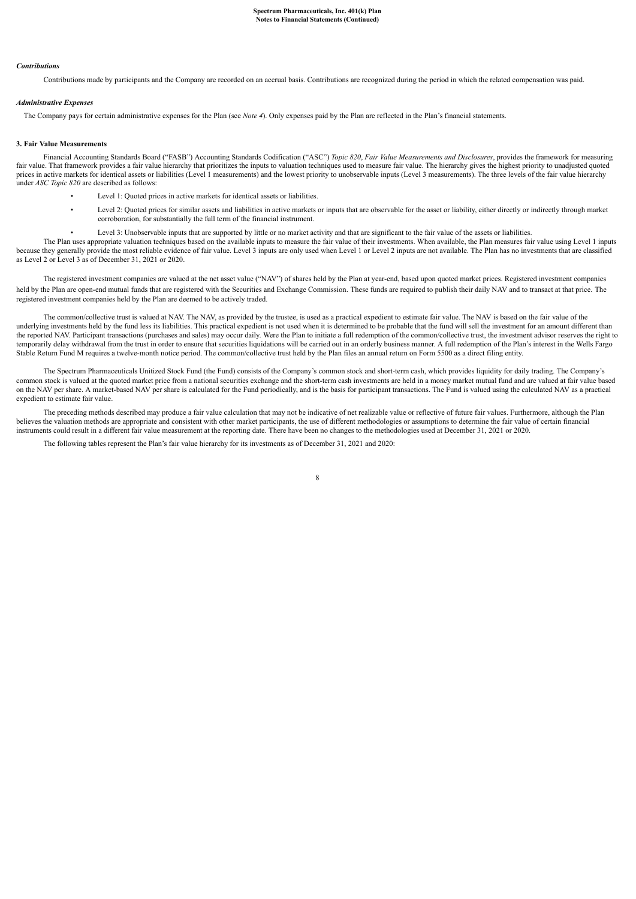### *Contributions*

Contributions made by participants and the Company are recorded on an accrual basis. Contributions are recognized during the period in which the related compensation was paid.

### *Administrative Expenses*

The Company pays for certain administrative expenses for the Plan (see *Note 4*). Only expenses paid by the Plan are reflected in the Plan's financial statements.

## 3. Fair Value Measurements

Financial Accounting Standards Board ("FASB") Accounting Standards Codification ("ASC") *Topic 820*, *Fair Value Measurements and Disclosures*, provides the framework for measuring fair value. That framework provides a fair value hierarchy that prioritizes the inputs to valuation techniques used to measure fair value. The hierarchy gives the highest priority to unadjusted quoted prices in active markets for identical assets or liabilities (Level 1 measurements) and the lowest priority to unobservable inputs (Level 3 measurements). The three levels of the fair value hierarchy under *ASC Topic 820* are described as follows:

- Level 1: Quoted prices in active markets for identical assets or liabilities.
- Level 2: Quoted prices for similar assets and liabilities in active markets or inputs that are observable for the asset or liability, either directly or indirectly through market corroboration, for substantially the full term of the financial instrument.
- Level 3: Unobservable inputs that are supported by little or no market activity and that are significant to the fair value of the assets or liabilities.

The Plan uses appropriate valuation techniques based on the available inputs to measure the fair value of their investments. When available, the Plan measures fair value using Level 1 inputs because they generally provide the most reliable evidence of fair value. Level 3 inputs are only used when Level 1 or Level 2 inputs are not available. The Plan has no investments that are classified as Level 2 or Level 3 as of December 31, 2021 or 2020.

The registered investment companies are valued at the net asset value ("NAV") of shares held by the Plan at year-end, based upon quoted market prices. Registered investment companies held by the Plan are open-end mutual funds that are registered with the Securities and Exchange Commission. These funds are required to publish their daily NAV and to transact at that price. The registered investment companies held by the Plan are deemed to be actively traded.

The common/collective trust is valued at NAV. The NAV, as provided by the trustee, is used as a practical expedient to estimate fair value. The NAV is based on the fair value of the underlying investments held by the fund less its liabilities. This practical expedient is not used when it is determined to be probable that the fund will sell the investment for an amount different than the reported NAV. Participant transactions (purchases and sales) may occur daily. Were the Plan to initiate a full redemption of the common/collective trust, the investment advisor reserves the right to temporarily delay withdrawal from the trust in order to ensure that securities liquidations will be carried out in an orderly business manner. A full redemption of the Plan's interest in the Wells Fargo Stable Return Fund M requires a twelve-month notice period. The common/collective trust held by the Plan files an annual return on Form 5500 as a direct filing entity.

The Spectrum Pharmaceuticals Unitized Stock Fund (the Fund) consists of the Company's common stock and short-term cash, which provides liquidity for daily trading. The Company's common stock is valued at the quoted market price from a national securities exchange and the short-term cash investments are held in a money market mutual fund and are valued at fair value based on the NAV per share. A market-based NAV per share is calculated for the Fund periodically, and is the basis for participant transactions. The Fund is valued using the calculated NAV as a practical expedient to estimate fair value.

The preceding methods described may produce a fair value calculation that may not be indicative of net realizable value or reflective of future fair values. Furthermore, although the Plan believes the valuation methods are appropriate and consistent with other market participants, the use of different methodologies or assumptions to determine the fair value of certain financial instruments could result in a different fair value measurement at the reporting date. There have been no changes to the methodologies used at December 31, 2021 or 2020.

The following tables represent the Plan's fair value hierarchy for its investments as of December 31, 2021 and 2020: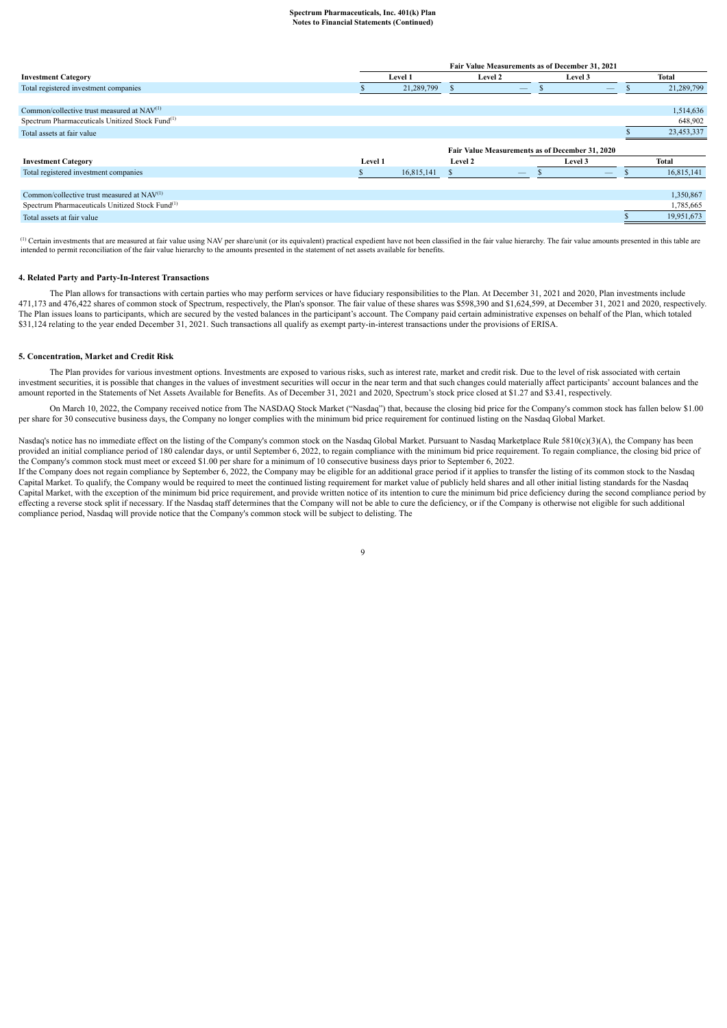| Investment Category | Fair Value Measurements as of December 31, 2021 | | | |
|---|---|---|---|---|
| | Level 1 | Level 2 | Level 3 | Total |
| Total registered investment companies | $ 21,289,799 | $ — | $ — | $ 21,289,799 |
| | | | | |
| Common/collective trust measured at NAV[1] | | | | 1,514,636 |
| Spectrum Pharmaceuticals Unitized Stock Fund[1] | | | | 648,902 |
| Total assets at fair value | | | | $ 23,453,337 |

| Investment Category | Fair Value Measurements as of December 31, 2020 | | | |
|---|---|---|---|---|
| | Level 1 | Level 2 | Level 3 | Total |
| Total registered investment companies | $ 16,815,141 | $ — | $ — | $ 16,815,141 |
| | | | | |
| Common/collective trust measured at NAV[1] | | | | 1,350,867 |
| Spectrum Pharmaceuticals Unitized Stock Fund[1] | | | | 1,785,665 |
| Total assets at fair value | | | | $ 19,951,673 |

[1] Certain investments that are measured at fair value using NAV per share/unit (or its equivalent) practical expedient have not been classified in the fair value hierarchy. The fair value amounts presented in this table are intended to permit reconciliation of the fair value hierarchy to the amounts presented in the statement of net assets available for benefits.

**4. Related Party and Party-In-Interest Transactions**

The Plan allows for transactions with certain parties who may perform services or have fiduciary responsibilities to the Plan. At December 31, 2021 and 2020, Plan investments include 471,173 and 476,422 shares of common stock of Spectrum, respectively, the Plan's sponsor. The fair value of these shares was $598,390 and $1,624,599, at December 31, 2021 and 2020, respectively. The Plan issues loans to participants, which are secured by the vested balances in the participant's account. The Company paid certain administrative expenses on behalf of the Plan, which totaled $31,124 relating to the year ended December 31, 2021. Such transactions all qualify as exempt party-in-interest transactions under the provisions of ERISA.

**5. Concentration, Market and Credit Risk**

The Plan provides for various investment options. Investments are exposed to various risks, such as interest rate, market and credit risk. Due to the level of risk associated with certain investment securities, it is possible that changes in the values of investment securities will occur in the near term and that such changes could materially affect participants' account balances and the amount reported in the Statements of Net Assets Available for Benefits. As of December 31, 2021 and 2020, Spectrum's stock price closed at $1.27 and $3.41, respectively.

On March 10, 2022, the Company received notice from The NASDAQ Stock Market ("Nasdaq") that, because the closing bid price for the Company's common stock has fallen below $1.00 per share for 30 consecutive business days, the Company no longer complies with the minimum bid price requirement for continued listing on the Nasdaq Global Market.

Nasdaq's notice has no immediate effect on the listing of the Company's common stock on the Nasdaq Global Market. Pursuant to Nasdaq Marketplace Rule 5810(c)(3)(A), the Company has been provided an initial compliance period of 180 calendar days, or until September 6, 2022, to regain compliance with the minimum bid price requirement. To regain compliance, the closing bid price of the Company's common stock must meet or exceed $1.00 per share for a minimum of 10 consecutive business days prior to September 6, 2022.

If the Company does not regain compliance by September 6, 2022, the Company may be eligible for an additional grace period if it applies to transfer the listing of its common stock to the Nasdaq Capital Market. To qualify, the Company would be required to meet the continued listing requirement for market value of publicly held shares and all other initial listing standards for the Nasdaq Capital Market, with the exception of the minimum bid price requirement, and provide written notice of its intention to cure the minimum bid price deficiency during the second compliance period by effecting a reverse stock split if necessary. If the Nasdaq staff determines that the Company will not be able to cure the deficiency, or if the Company is otherwise not eligible for such additional compliance period, Nasdaq will provide notice that the Company's common stock will be subject to delisting. The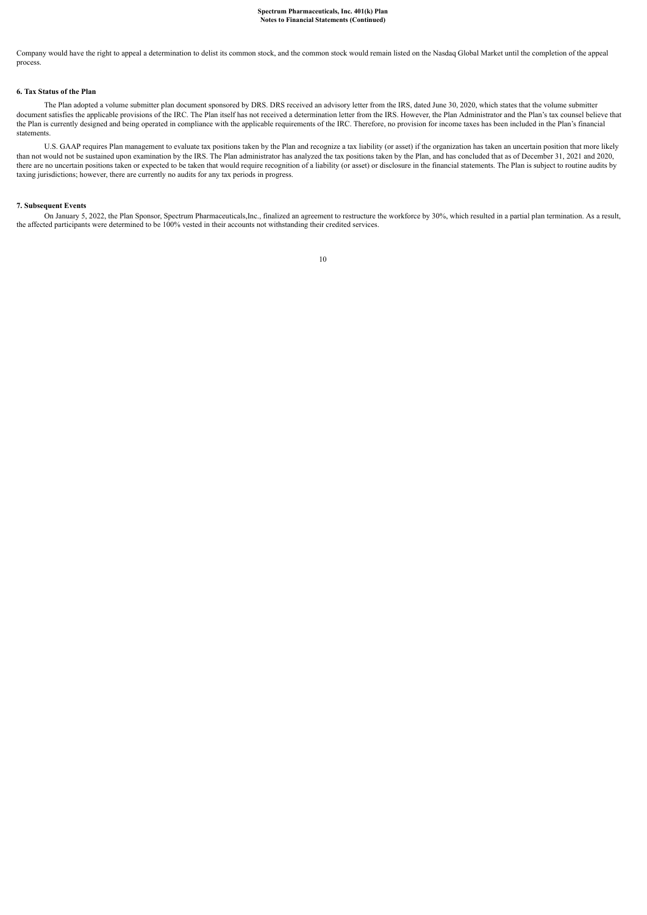Company would have the right to appeal a determination to delist its common stock, and the common stock would remain listed on the Nasdaq Global Market until the completion of the appeal process.

**6. Tax Status of the Plan**

The Plan adopted a volume submitter plan document sponsored by DRS. DRS received an advisory letter from the IRS, dated June 30, 2020, which states that the volume submitter document satisfies the applicable provisions of the IRC. The Plan itself has not received a determination letter from the IRS. However, the Plan Administrator and the Plan's tax counsel believe that the Plan is currently designed and being operated in compliance with the applicable requirements of the IRC. Therefore, no provision for income taxes has been included in the Plan's financial statements.

U.S. GAAP requires Plan management to evaluate tax positions taken by the Plan and recognize a tax liability (or asset) if the organization has taken an uncertain position that more likely than not would not be sustained upon examination by the IRS. The Plan administrator has analyzed the tax positions taken by the Plan, and has concluded that as of December 31, 2021 and 2020, there are no uncertain positions taken or expected to be taken that would require recognition of a liability (or asset) or disclosure in the financial statements. The Plan is subject to routine audits by taxing jurisdictions; however, there are currently no audits for any tax periods in progress.

**7. Subsequent Events**

On January 5, 2022, the Plan Sponsor, Spectrum Pharmaceuticals,Inc., finalized an agreement to restructure the workforce by 30%, which resulted in a partial plan termination. As a result, the affected participants were determined to be 100% vested in their accounts not withstanding their credited services.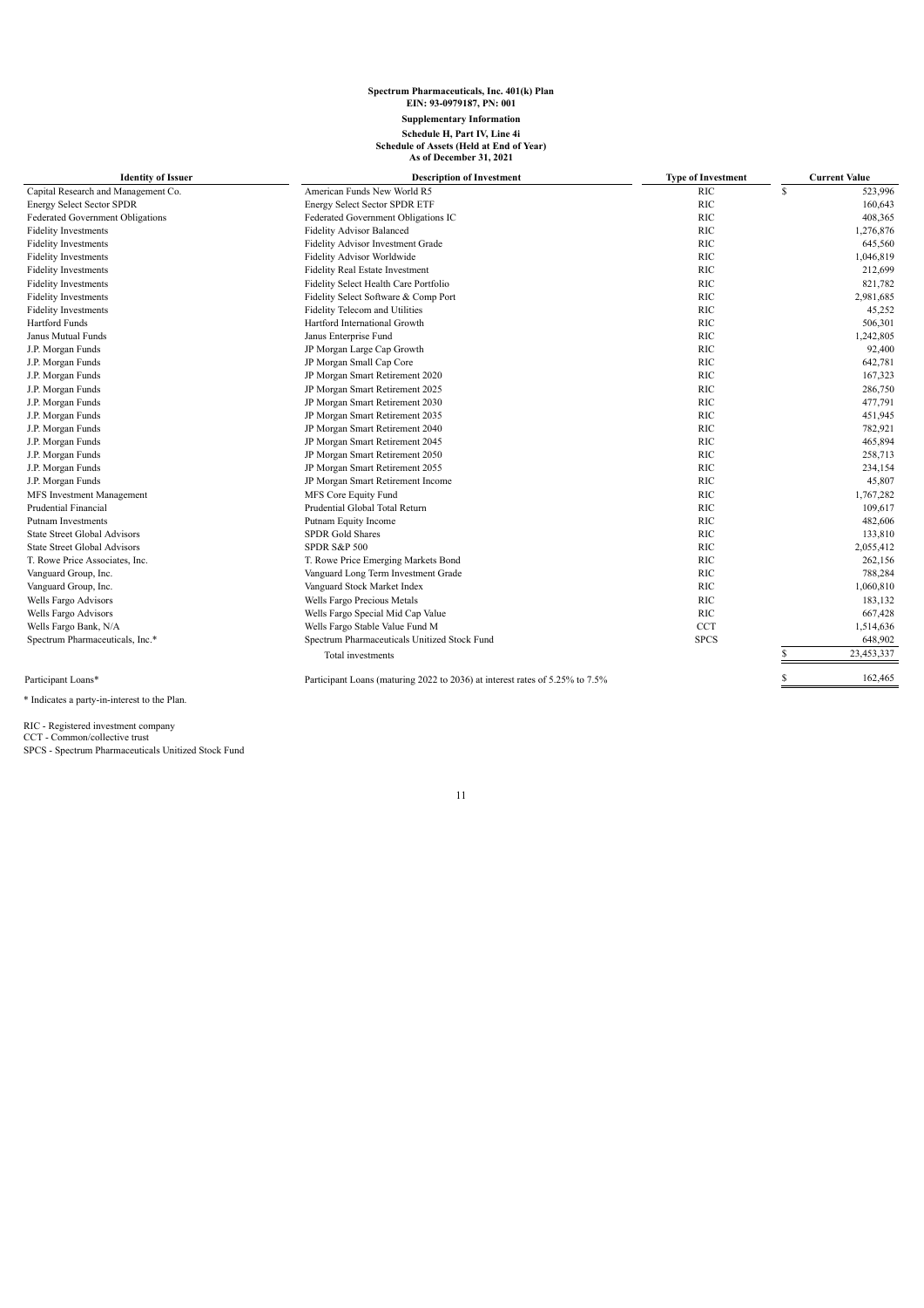**Spectrum Pharmaceuticals, Inc. 401(k) Plan**
**EIN: 93-0979187, PN: 001**

**Supplementary Information**

**Schedule H, Part IV, Line 4i**
**Schedule of Assets (Held at End of Year)**
**As of December 31, 2021**

| Identity of Issuer | Description of Investment | Type of Investment | Current Value |
|---|---|---|---|
| Capital Research and Management Co. | American Funds New World R5 | RIC | $ 523,996 |
| Energy Select Sector SPDR | Energy Select Sector SPDR ETF | RIC | 160,643 |
| Federated Government Obligations | Federated Government Obligations IC | RIC | 408,365 |
| Fidelity Investments | Fidelity Advisor Balanced | RIC | 1,276,876 |
| Fidelity Investments | Fidelity Advisor Investment Grade | RIC | 645,560 |
| Fidelity Investments | Fidelity Advisor Worldwide | RIC | 1,046,819 |
| Fidelity Investments | Fidelity Real Estate Investment | RIC | 212,699 |
| Fidelity Investments | Fidelity Select Health Care Portfolio | RIC | 821,782 |
| Fidelity Investments | Fidelity Select Software & Comp Port | RIC | 2,981,685 |
| Fidelity Investments | Fidelity Telecom and Utilities | RIC | 45,252 |
| Hartford Funds | Hartford International Growth | RIC | 506,301 |
| Janus Mutual Funds | Janus Enterprise Fund | RIC | 1,242,805 |
| J.P. Morgan Funds | JP Morgan Large Cap Growth | RIC | 92,400 |
| J.P. Morgan Funds | JP Morgan Small Cap Core | RIC | 642,781 |
| J.P. Morgan Funds | JP Morgan Smart Retirement 2020 | RIC | 167,323 |
| J.P. Morgan Funds | JP Morgan Smart Retirement 2025 | RIC | 286,750 |
| J.P. Morgan Funds | JP Morgan Smart Retirement 2030 | RIC | 477,791 |
| J.P. Morgan Funds | JP Morgan Smart Retirement 2035 | RIC | 451,945 |
| J.P. Morgan Funds | JP Morgan Smart Retirement 2040 | RIC | 782,921 |
| J.P. Morgan Funds | JP Morgan Smart Retirement 2045 | RIC | 465,894 |
| J.P. Morgan Funds | JP Morgan Smart Retirement 2050 | RIC | 258,713 |
| J.P. Morgan Funds | JP Morgan Smart Retirement 2055 | RIC | 234,154 |
| J.P. Morgan Funds | JP Morgan Smart Retirement Income | RIC | 45,807 |
| MFS Investment Management | MFS Core Equity Fund | RIC | 1,767,282 |
| Prudential Financial | Prudential Global Total Return | RIC | 109,617 |
| Putnam Investments | Putnam Equity Income | RIC | 482,606 |
| State Street Global Advisors | SPDR Gold Shares | RIC | 133,810 |
| State Street Global Advisors | SPDR S&P 500 | RIC | 2,055,412 |
| T. Rowe Price Associates, Inc. | T. Rowe Price Emerging Markets Bond | RIC | 262,156 |
| Vanguard Group, Inc. | Vanguard Long Term Investment Grade | RIC | 788,284 |
| Vanguard Group, Inc. | Vanguard Stock Market Index | RIC | 1,060,810 |
| Wells Fargo Advisors | Wells Fargo Precious Metals | RIC | 183,132 |
| Wells Fargo Advisors | Wells Fargo Special Mid Cap Value | RIC | 667,428 |
| Wells Fargo Bank, N/A | Wells Fargo Stable Value Fund M | CCT | 1,514,636 |
| Spectrum Pharmaceuticals, Inc.* | Spectrum Pharmaceuticals Unitized Stock Fund | SPCS | 648,902 |
| | Total investments | | $ 23,453,337 |
| Participant Loans* | Participant Loans (maturing 2022 to 2036) at interest rates of 5.25% to 7.5% | | $ 162,465 |

\* Indicates a party-in-interest to the Plan.

RIC - Registered investment company
CCT - Common/collective trust
SPCS - Spectrum Pharmaceuticals Unitized Stock Fund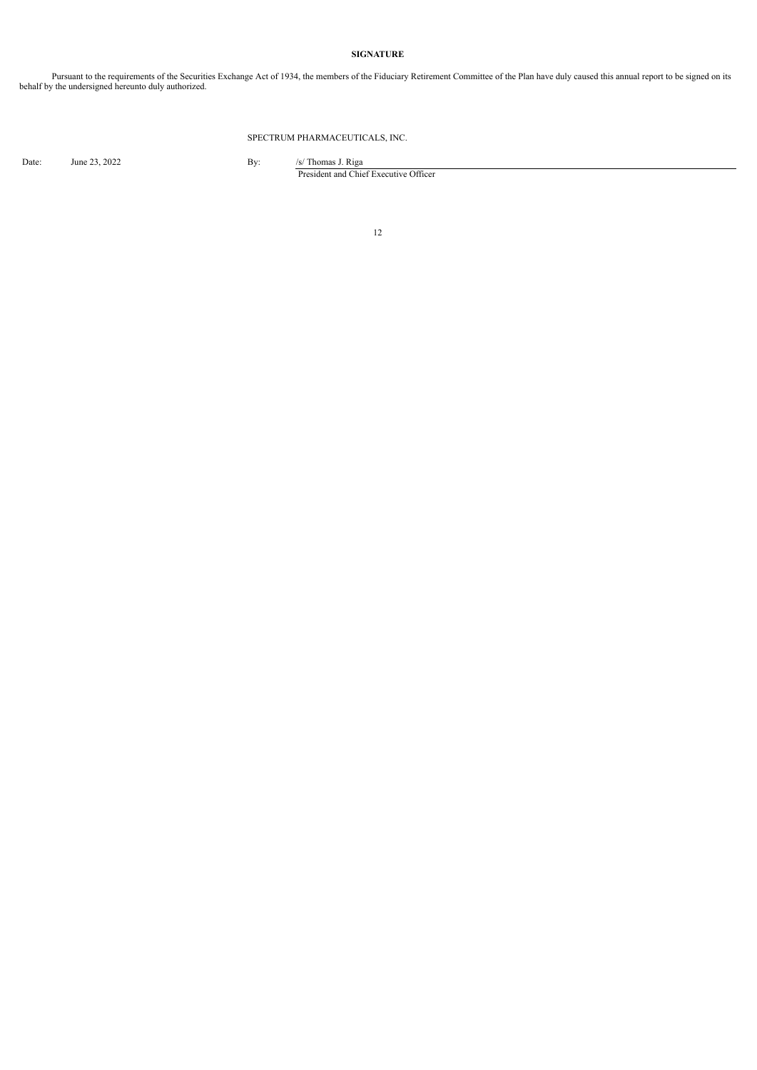**SIGNATURE**

Pursuant to the requirements of the Securities Exchange Act of 1934, the members of the Fiduciary Retirement Committee of the Plan have duly caused this annual report to be signed on its behalf by the undersigned hereunto duly authorized.

SPECTRUM PHARMACEUTICALS, INC.

| | | | |
|---|---|---|---|
| Date: | June 23, 2022 | By: | /s/ Thomas J. Riga |
| | | | President and Chief Executive Officer |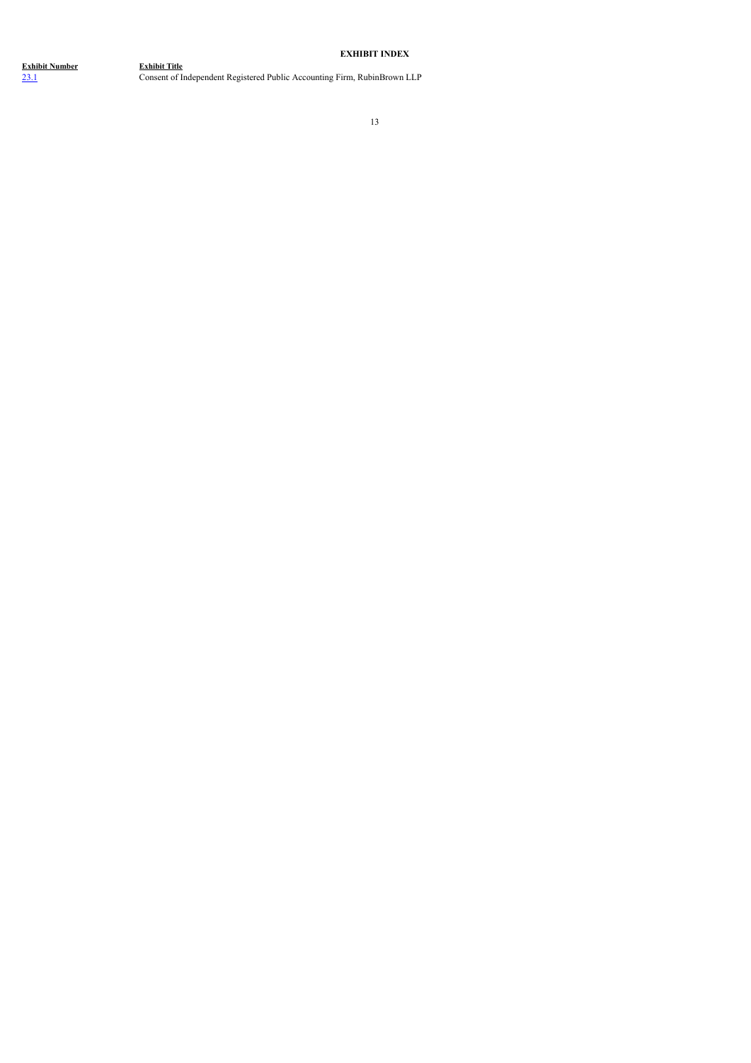## EXHIBIT INDEX

| Exhibit Number | Exhibit Title |
| --- | --- |
| 23.1 | Consent of Independent Registered Public Accounting Firm, RubinBrown LLP |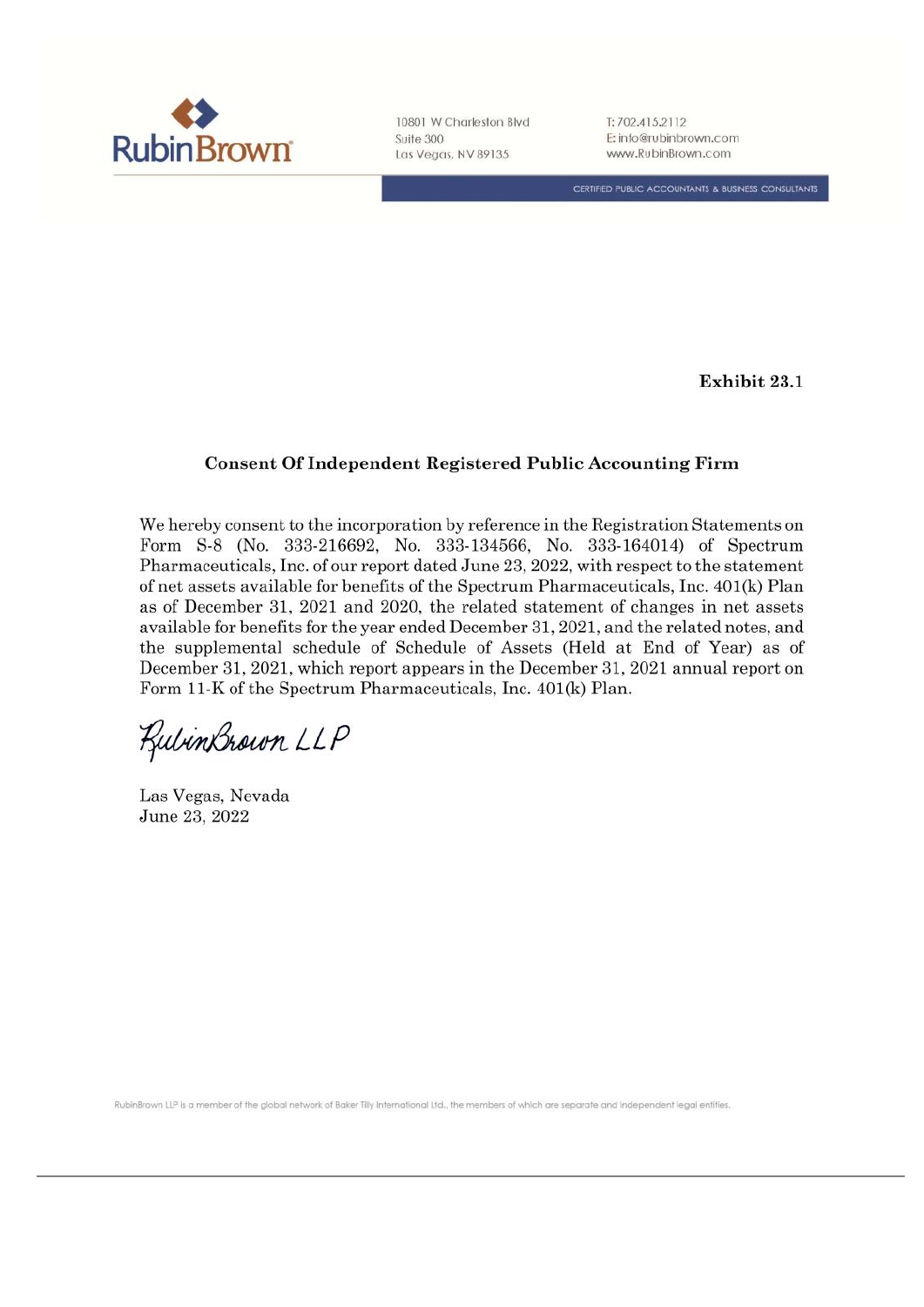RubinBrown

10801 W Charleston Blvd
Suite 300
Las Vegas, NV 89135

T: 702.415.2112
E: info@rubinbrown.com
www.RubinBrown.com

CERTIFIED PUBLIC ACCOUNTANTS & BUSINESS CONSULTANTS

**Exhibit 23.1**

## Consent Of Independent Registered Public Accounting Firm

We hereby consent to the incorporation by reference in the Registration Statements on Form S-8 (No. 333-216692, No. 333-134566, No. 333-164014) of Spectrum Pharmaceuticals, Inc. of our report dated June 23, 2022, with respect to the statement of net assets available for benefits of the Spectrum Pharmaceuticals, Inc. 401(k) Plan as of December 31, 2021 and 2020, the related statement of changes in net assets available for benefits for the year ended December 31, 2021, and the related notes, and the supplemental schedule of Schedule of Assets (Held at End of Year) as of December 31, 2021, which report appears in the December 31, 2021 annual report on Form 11-K of the Spectrum Pharmaceuticals, Inc. 401(k) Plan.

RubinBrown LLP

Las Vegas, Nevada
June 23, 2022

RubinBrown LLP is a member of the global network of Baker Tilly International Ltd., the members of which are separate and independent legal entities.